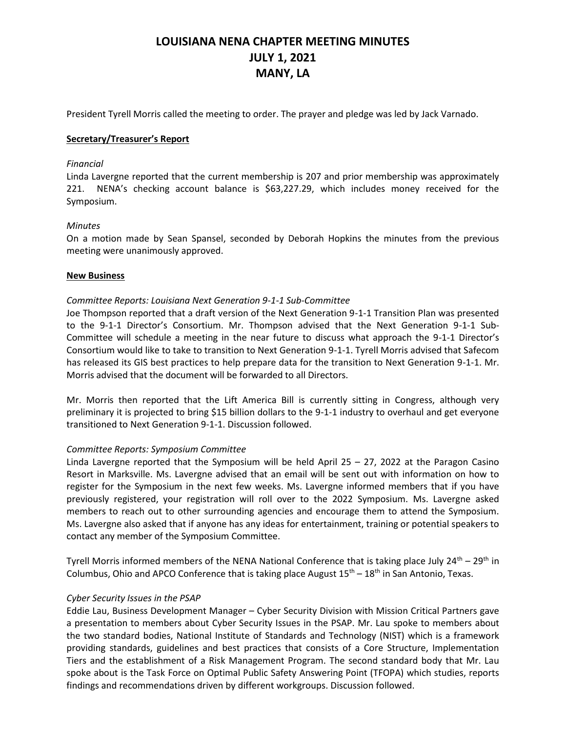# LOUISIANA NENA CHAPTER MEETING MINUTES
# JULY 1, 2021
# MANY, LA

President Tyrell Morris called the meeting to order. The prayer and pledge was led by Jack Varnado.

## Secretary/Treasurer's Report

*Financial*

Linda Lavergne reported that the current membership is 207 and prior membership was approximately 221. NENA's checking account balance is $63,227.29, which includes money received for the Symposium.

*Minutes*

On a motion made by Sean Spansel, seconded by Deborah Hopkins the minutes from the previous meeting were unanimously approved.

## New Business

*Committee Reports: Louisiana Next Generation 9-1-1 Sub-Committee*

Joe Thompson reported that a draft version of the Next Generation 9-1-1 Transition Plan was presented to the 9-1-1 Director's Consortium. Mr. Thompson advised that the Next Generation 9-1-1 Sub-Committee will schedule a meeting in the near future to discuss what approach the 9-1-1 Director's Consortium would like to take to transition to Next Generation 9-1-1. Tyrell Morris advised that Safecom has released its GIS best practices to help prepare data for the transition to Next Generation 9-1-1. Mr. Morris advised that the document will be forwarded to all Directors.

Mr. Morris then reported that the Lift America Bill is currently sitting in Congress, although very preliminary it is projected to bring $15 billion dollars to the 9-1-1 industry to overhaul and get everyone transitioned to Next Generation 9-1-1. Discussion followed.

*Committee Reports: Symposium Committee*

Linda Lavergne reported that the Symposium will be held April 25 – 27, 2022 at the Paragon Casino Resort in Marksville. Ms. Lavergne advised that an email will be sent out with information on how to register for the Symposium in the next few weeks. Ms. Lavergne informed members that if you have previously registered, your registration will roll over to the 2022 Symposium. Ms. Lavergne asked members to reach out to other surrounding agencies and encourage them to attend the Symposium. Ms. Lavergne also asked that if anyone has any ideas for entertainment, training or potential speakers to contact any member of the Symposium Committee.

Tyrell Morris informed members of the NENA National Conference that is taking place July 24th – 29th in Columbus, Ohio and APCO Conference that is taking place August 15th – 18th in San Antonio, Texas.

*Cyber Security Issues in the PSAP*

Eddie Lau, Business Development Manager – Cyber Security Division with Mission Critical Partners gave a presentation to members about Cyber Security Issues in the PSAP. Mr. Lau spoke to members about the two standard bodies, National Institute of Standards and Technology (NIST) which is a framework providing standards, guidelines and best practices that consists of a Core Structure, Implementation Tiers and the establishment of a Risk Management Program. The second standard body that Mr. Lau spoke about is the Task Force on Optimal Public Safety Answering Point (TFOPA) which studies, reports findings and recommendations driven by different workgroups. Discussion followed.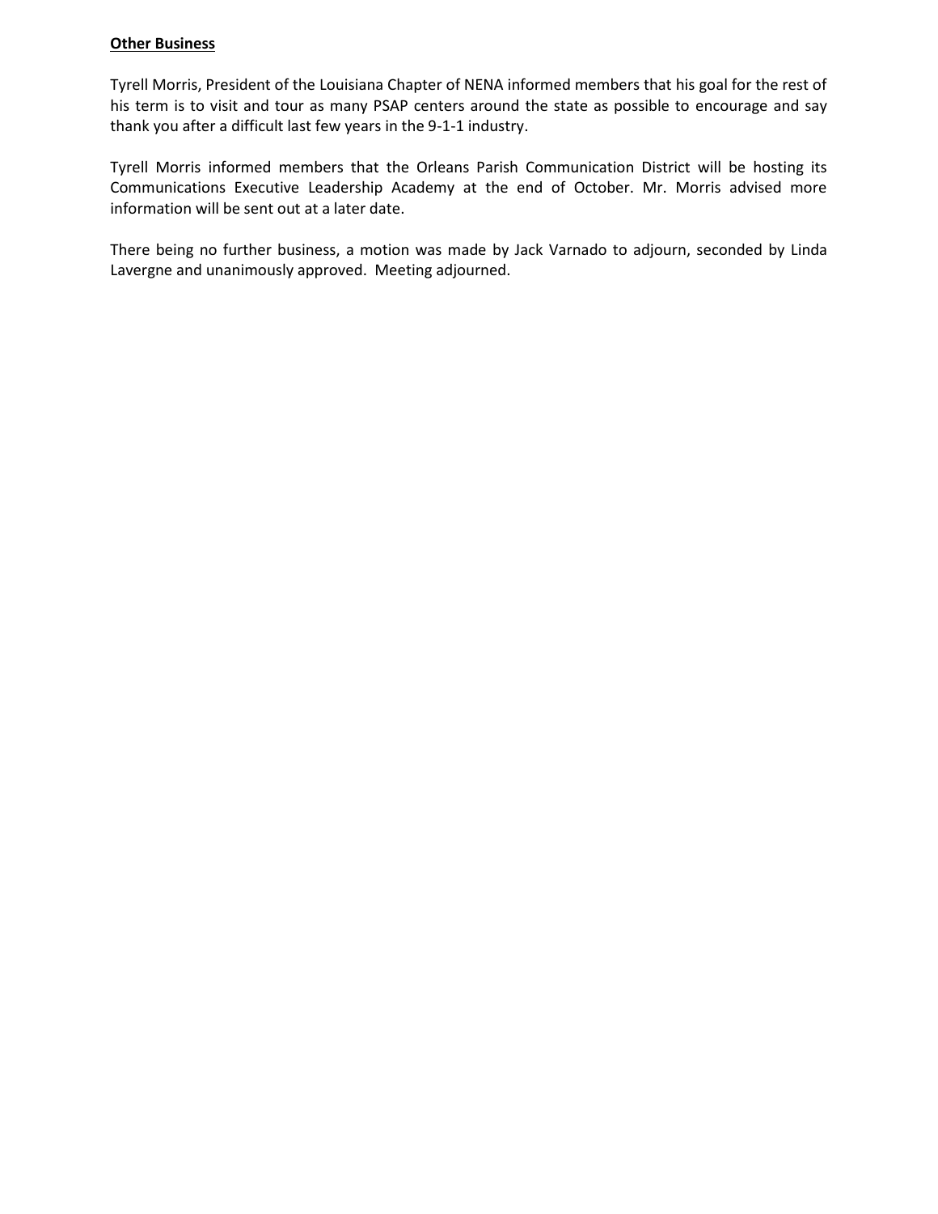**Other Business**

Tyrell Morris, President of the Louisiana Chapter of NENA informed members that his goal for the rest of his term is to visit and tour as many PSAP centers around the state as possible to encourage and say thank you after a difficult last few years in the 9-1-1 industry.

Tyrell Morris informed members that the Orleans Parish Communication District will be hosting its Communications Executive Leadership Academy at the end of October. Mr. Morris advised more information will be sent out at a later date.

There being no further business, a motion was made by Jack Varnado to adjourn, seconded by Linda Lavergne and unanimously approved. Meeting adjourned.